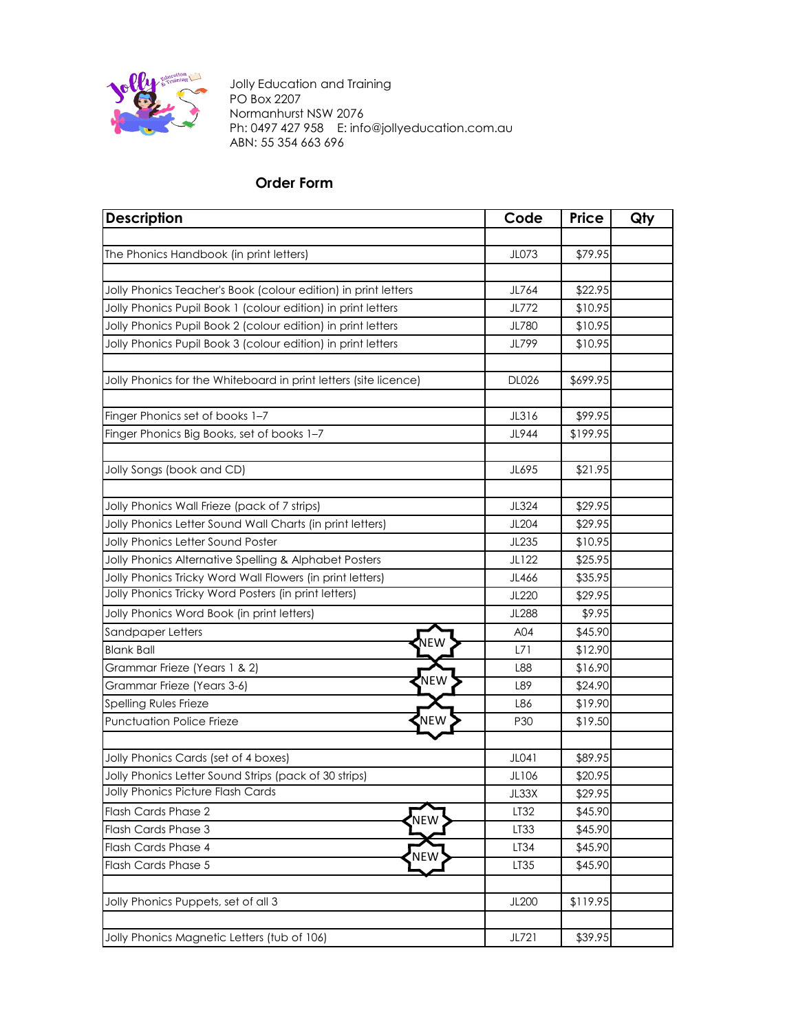Jolly Education and Training
PO Box 2207
Normanhurst NSW 2076
Ph: 0497 427 958 E: info@jollyeducation.com.au
ABN: 55 354 663 696

## Order Form

| Description | Code | Price | Qty |
|---|---|---|---|
| | | | |
| The Phonics Handbook (in print letters) | JL073 | $79.95 | |
| | | | |
| Jolly Phonics Teacher's Book (colour edition) in print letters | JL764 | $22.95 | |
| Jolly Phonics Pupil Book 1 (colour edition) in print letters | JL772 | $10.95 | |
| Jolly Phonics Pupil Book 2 (colour edition) in print letters | JL780 | $10.95 | |
| Jolly Phonics Pupil Book 3 (colour edition) in print letters | JL799 | $10.95 | |
| | | | |
| Jolly Phonics for the Whiteboard in print letters (site licence) | DL026 | $699.95 | |
| | | | |
| Finger Phonics set of books 1–7 | JL316 | $99.95 | |
| Finger Phonics Big Books, set of books 1–7 | JL944 | $199.95 | |
| | | | |
| Jolly Songs (book and CD) | JL695 | $21.95 | |
| | | | |
| Jolly Phonics Wall Frieze (pack of 7 strips) | JL324 | $29.95 | |
| Jolly Phonics Letter Sound Wall Charts (in print letters) | JL204 | $29.95 | |
| Jolly Phonics Letter Sound Poster | JL235 | $10.95 | |
| Jolly Phonics Alternative Spelling & Alphabet Posters | JL122 | $25.95 | |
| Jolly Phonics Tricky Word Wall Flowers (in print letters) | JL466 | $35.95 | |
| Jolly Phonics Tricky Word Posters (in print letters) | JL220 | $29.95 | |
| Jolly Phonics Word Book (in print letters) | JL288 | $9.95 | |
| Sandpaper Letters NEW | A04 | $45.90 | |
| Blank Ball NEW | L71 | $12.90 | |
| Grammar Frieze (Years 1 & 2) NEW | L88 | $16.90 | |
| Grammar Frieze (Years 3-6) NEW | L89 | $24.90 | |
| Spelling Rules Frieze NEW | L86 | $19.90 | |
| Punctuation Police Frieze NEW | P30 | $19.50 | |
| | | | |
| Jolly Phonics Cards (set of 4 boxes) | JL041 | $89.95 | |
| Jolly Phonics Letter Sound Strips (pack of 30 strips) | JL106 | $20.95 | |
| Jolly Phonics Picture Flash Cards | JL33X | $29.95 | |
| Flash Cards Phase 2 NEW | LT32 | $45.90 | |
| Flash Cards Phase 3 NEW | LT33 | $45.90 | |
| Flash Cards Phase 4 NEW | LT34 | $45.90 | |
| Flash Cards Phase 5 NEW | LT35 | $45.90 | |
| | | | |
| Jolly Phonics Puppets, set of all 3 | JL200 | $119.95 | |
| | | | |
| Jolly Phonics Magnetic Letters (tub of 106) | JL721 | $39.95 | |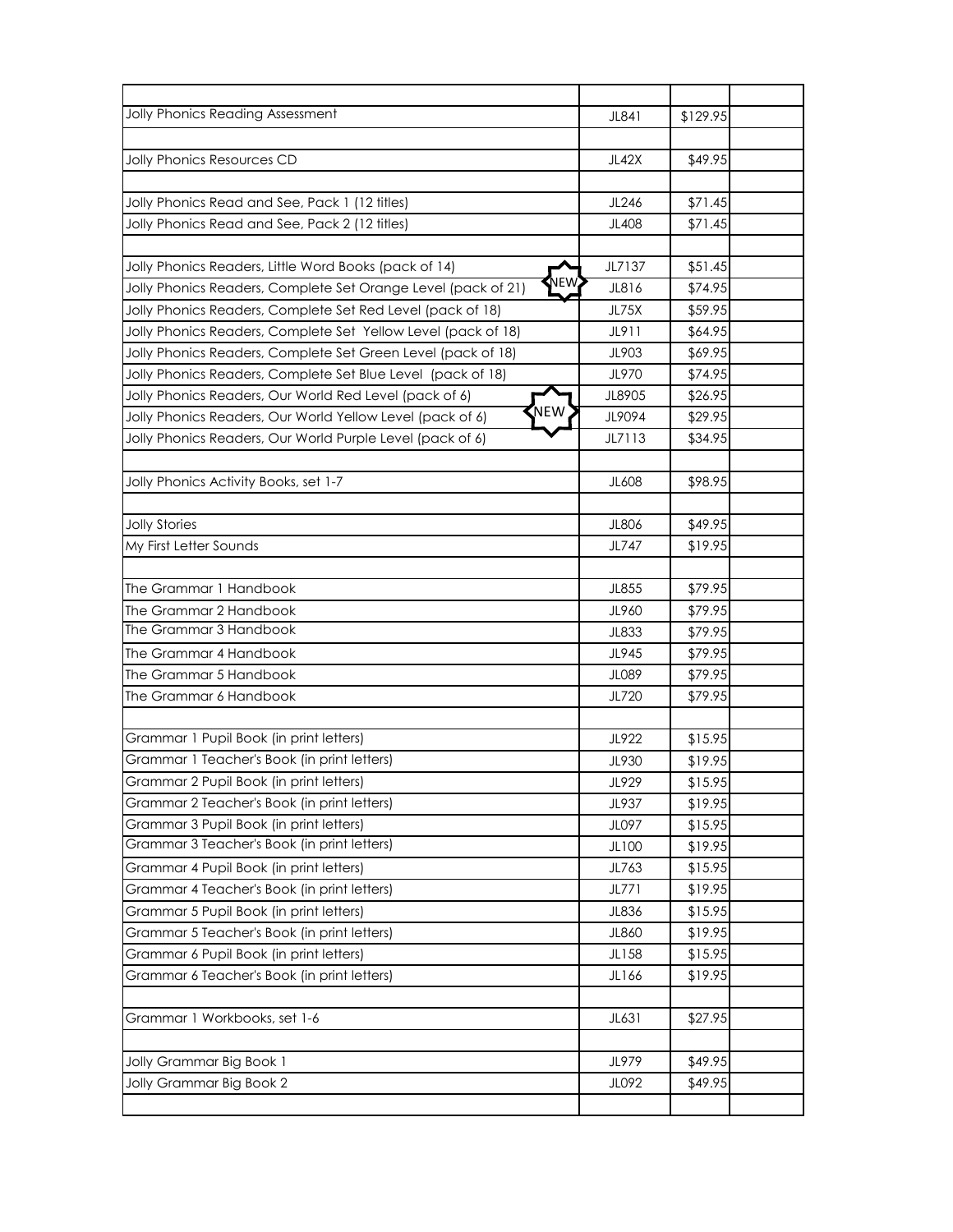| | | | |
|---|---|---|---|
| Jolly Phonics Reading Assessment | JL841 | $129.95 | |
| | | | |
| Jolly Phonics Resources CD | JL42X | $49.95 | |
| | | | |
| Jolly Phonics Read and See, Pack 1 (12 titles) | JL246 | $71.45 | |
| Jolly Phonics Read and See, Pack 2 (12 titles) | JL408 | $71.45 | |
| | | | |
| Jolly Phonics Readers, Little Word Books (pack of 14) NEW | JL7137 | $51.45 | |
| Jolly Phonics Readers, Complete Set Orange Level (pack of 21) | JL816 | $74.95 | |
| Jolly Phonics Readers, Complete Set Red Level (pack of 18) | JL75X | $59.95 | |
| Jolly Phonics Readers, Complete Set Yellow Level (pack of 18) | JL911 | $64.95 | |
| Jolly Phonics Readers, Complete Set Green Level (pack of 18) | JL903 | $69.95 | |
| Jolly Phonics Readers, Complete Set Blue Level (pack of 18) | JL970 | $74.95 | |
| Jolly Phonics Readers, Our World Red Level (pack of 6) NEW | JL8905 | $26.95 | |
| Jolly Phonics Readers, Our World Yellow Level (pack of 6) | JL9094 | $29.95 | |
| Jolly Phonics Readers, Our World Purple Level (pack of 6) | JL7113 | $34.95 | |
| | | | |
| Jolly Phonics Activity Books, set 1-7 | JL608 | $98.95 | |
| | | | |
| Jolly Stories | JL806 | $49.95 | |
| My First Letter Sounds | JL747 | $19.95 | |
| | | | |
| The Grammar 1 Handbook | JL855 | $79.95 | |
| The Grammar 2 Handbook | JL960 | $79.95 | |
| The Grammar 3 Handbook | JL833 | $79.95 | |
| The Grammar 4 Handbook | JL945 | $79.95 | |
| The Grammar 5 Handbook | JL089 | $79.95 | |
| The Grammar 6 Handbook | JL720 | $79.95 | |
| | | | |
| Grammar 1 Pupil Book (in print letters) | JL922 | $15.95 | |
| Grammar 1 Teacher's Book (in print letters) | JL930 | $19.95 | |
| Grammar 2 Pupil Book (in print letters) | JL929 | $15.95 | |
| Grammar 2 Teacher's Book (in print letters) | JL937 | $19.95 | |
| Grammar 3 Pupil Book (in print letters) | JL097 | $15.95 | |
| Grammar 3 Teacher's Book (in print letters) | JL100 | $19.95 | |
| Grammar 4 Pupil Book (in print letters) | JL763 | $15.95 | |
| Grammar 4 Teacher's Book (in print letters) | JL771 | $19.95 | |
| Grammar 5 Pupil Book (in print letters) | JL836 | $15.95 | |
| Grammar 5 Teacher's Book (in print letters) | JL860 | $19.95 | |
| Grammar 6 Pupil Book (in print letters) | JL158 | $15.95 | |
| Grammar 6 Teacher's Book (in print letters) | JL166 | $19.95 | |
| | | | |
| Grammar 1 Workbooks, set 1-6 | JL631 | $27.95 | |
| | | | |
| Jolly Grammar Big Book 1 | JL979 | $49.95 | |
| Jolly Grammar Big Book 2 | JL092 | $49.95 | |
| | | | |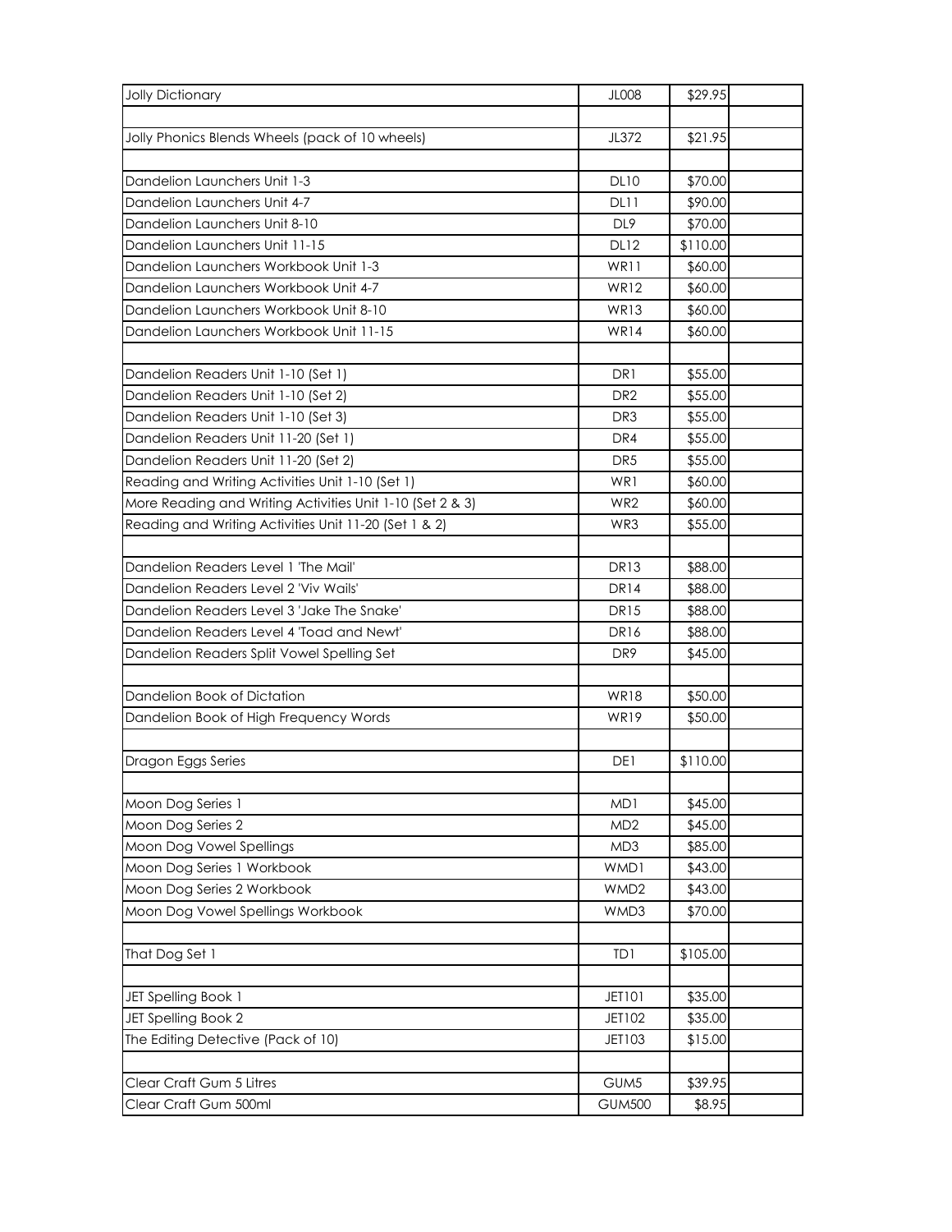| | | | |
|---|---|---|---|
| Jolly Dictionary | JL008 | $29.95 | |
| | | | |
| Jolly Phonics Blends Wheels (pack of 10 wheels) | JL372 | $21.95 | |
| | | | |
| Dandelion Launchers Unit 1-3 | DL10 | $70.00 | |
| Dandelion Launchers Unit 4-7 | DL11 | $90.00 | |
| Dandelion Launchers Unit 8-10 | DL9 | $70.00 | |
| Dandelion Launchers Unit 11-15 | DL12 | $110.00 | |
| Dandelion Launchers Workbook Unit 1-3 | WR11 | $60.00 | |
| Dandelion Launchers Workbook Unit 4-7 | WR12 | $60.00 | |
| Dandelion Launchers Workbook Unit 8-10 | WR13 | $60.00 | |
| Dandelion Launchers Workbook Unit 11-15 | WR14 | $60.00 | |
| | | | |
| Dandelion Readers Unit 1-10 (Set 1) | DR1 | $55.00 | |
| Dandelion Readers Unit 1-10 (Set 2) | DR2 | $55.00 | |
| Dandelion Readers Unit 1-10 (Set 3) | DR3 | $55.00 | |
| Dandelion Readers Unit 11-20 (Set 1) | DR4 | $55.00 | |
| Dandelion Readers Unit 11-20 (Set 2) | DR5 | $55.00 | |
| Reading and Writing Activities Unit 1-10 (Set 1) | WR1 | $60.00 | |
| More Reading and Writing Activities Unit 1-10 (Set 2 & 3) | WR2 | $60.00 | |
| Reading and Writing Activities Unit 11-20 (Set 1 & 2) | WR3 | $55.00 | |
| | | | |
| Dandelion Readers Level 1 'The Mail' | DR13 | $88.00 | |
| Dandelion Readers Level 2 'Viv Wails' | DR14 | $88.00 | |
| Dandelion Readers Level 3 'Jake The Snake' | DR15 | $88.00 | |
| Dandelion Readers Level 4 'Toad and Newt' | DR16 | $88.00 | |
| Dandelion Readers Split Vowel Spelling Set | DR9 | $45.00 | |
| | | | |
| Dandelion Book of Dictation | WR18 | $50.00 | |
| Dandelion Book of High Frequency Words | WR19 | $50.00 | |
| | | | |
| Dragon Eggs Series | DE1 | $110.00 | |
| | | | |
| Moon Dog Series 1 | MD1 | $45.00 | |
| Moon Dog Series 2 | MD2 | $45.00 | |
| Moon Dog Vowel Spellings | MD3 | $85.00 | |
| Moon Dog Series 1 Workbook | WMD1 | $43.00 | |
| Moon Dog Series 2 Workbook | WMD2 | $43.00 | |
| Moon Dog Vowel Spellings Workbook | WMD3 | $70.00 | |
| | | | |
| That Dog Set 1 | TD1 | $105.00 | |
| | | | |
| JET Spelling Book 1 | JET101 | $35.00 | |
| JET Spelling Book 2 | JET102 | $35.00 | |
| The Editing Detective (Pack of 10) | JET103 | $15.00 | |
| | | | |
| Clear Craft Gum 5 Litres | GUM5 | $39.95 | |
| Clear Craft Gum 500ml | GUM500 | $8.95 | |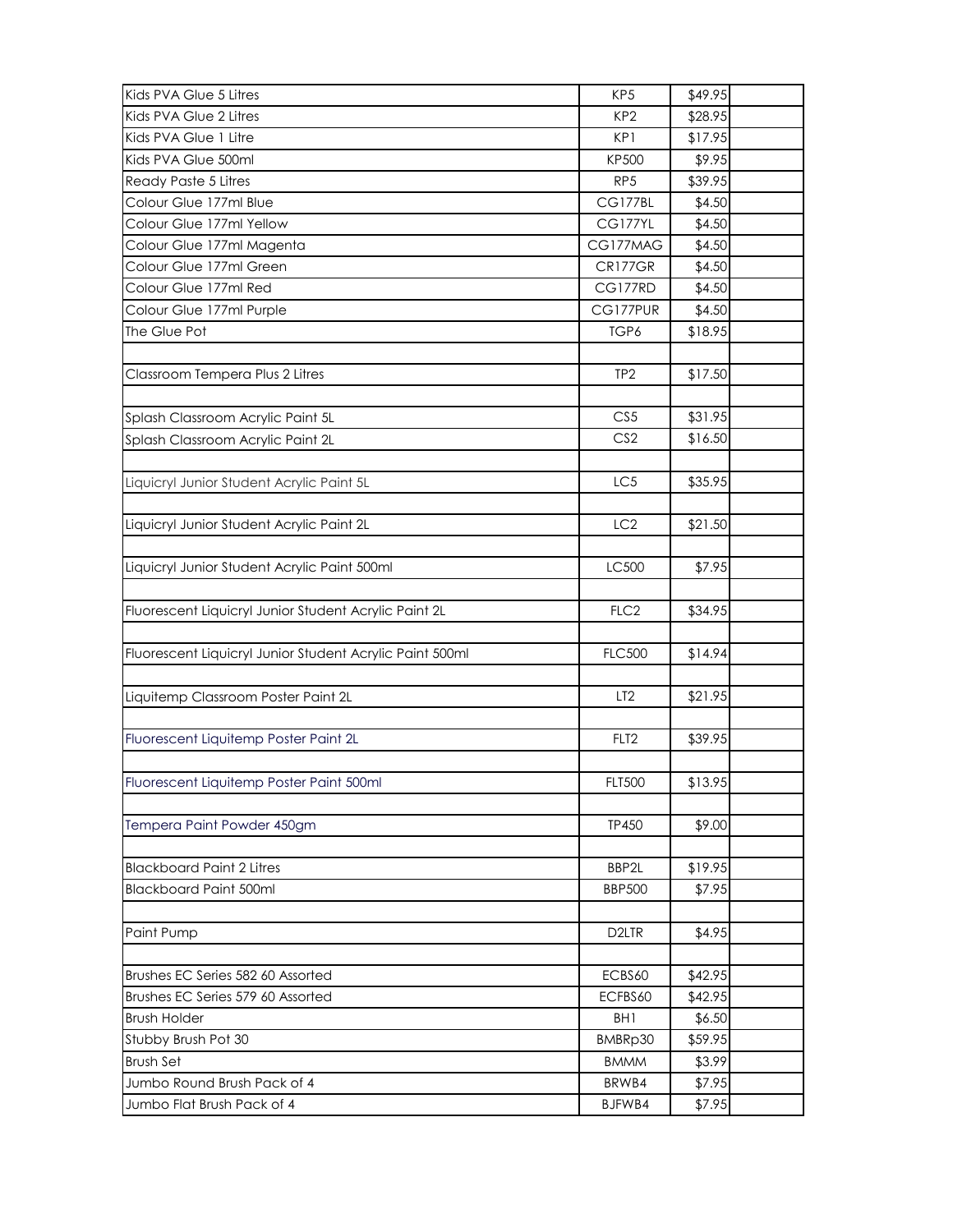| | | | |
|---|---|---|---|
| Kids PVA Glue 5 Litres | KP5 | $49.95 | |
| Kids PVA Glue 2 Litres | KP2 | $28.95 | |
| Kids PVA Glue 1 Litre | KP1 | $17.95 | |
| Kids PVA Glue 500ml | KP500 | $9.95 | |
| Ready Paste 5 Litres | RP5 | $39.95 | |
| Colour Glue 177ml Blue | CG177BL | $4.50 | |
| Colour Glue 177ml Yellow | CG177YL | $4.50 | |
| Colour Glue 177ml Magenta | CG177MAG | $4.50 | |
| Colour Glue 177ml Green | CR177GR | $4.50 | |
| Colour Glue 177ml Red | CG177RD | $4.50 | |
| Colour Glue 177ml Purple | CG177PUR | $4.50 | |
| The Glue Pot | TGP6 | $18.95 | |
| | | | |
| Classroom Tempera Plus 2 Litres | TP2 | $17.50 | |
| | | | |
| Splash Classroom Acrylic Paint 5L | CS5 | $31.95 | |
| Splash Classroom Acrylic Paint 2L | CS2 | $16.50 | |
| | | | |
| Liquicryl Junior Student Acrylic Paint 5L | LC5 | $35.95 | |
| | | | |
| Liquicryl Junior Student Acrylic Paint 2L | LC2 | $21.50 | |
| | | | |
| Liquicryl Junior Student Acrylic Paint 500ml | LC500 | $7.95 | |
| | | | |
| Fluorescent Liquicryl Junior Student Acrylic Paint 2L | FLC2 | $34.95 | |
| | | | |
| Fluorescent Liquicryl Junior Student Acrylic Paint 500ml | FLC500 | $14.94 | |
| | | | |
| Liquitemp Classroom Poster Paint 2L | LT2 | $21.95 | |
| | | | |
| Fluorescent Liquitemp Poster Paint 2L | FLT2 | $39.95 | |
| | | | |
| Fluorescent Liquitemp Poster Paint 500ml | FLT500 | $13.95 | |
| | | | |
| Tempera Paint Powder 450gm | TP450 | $9.00 | |
| | | | |
| Blackboard Paint 2 Litres | BBP2L | $19.95 | |
| Blackboard Paint 500ml | BBP500 | $7.95 | |
| | | | |
| Paint Pump | D2LTR | $4.95 | |
| | | | |
| Brushes EC Series 582 60 Assorted | ECBS60 | $42.95 | |
| Brushes EC Series 579 60 Assorted | ECFBS60 | $42.95 | |
| Brush Holder | BH1 | $6.50 | |
| Stubby Brush Pot 30 | BMBRp30 | $59.95 | |
| Brush Set | BMMM | $3.99 | |
| Jumbo Round Brush Pack of 4 | BRWB4 | $7.95 | |
| Jumbo Flat Brush Pack of 4 | BJFWB4 | $7.95 | |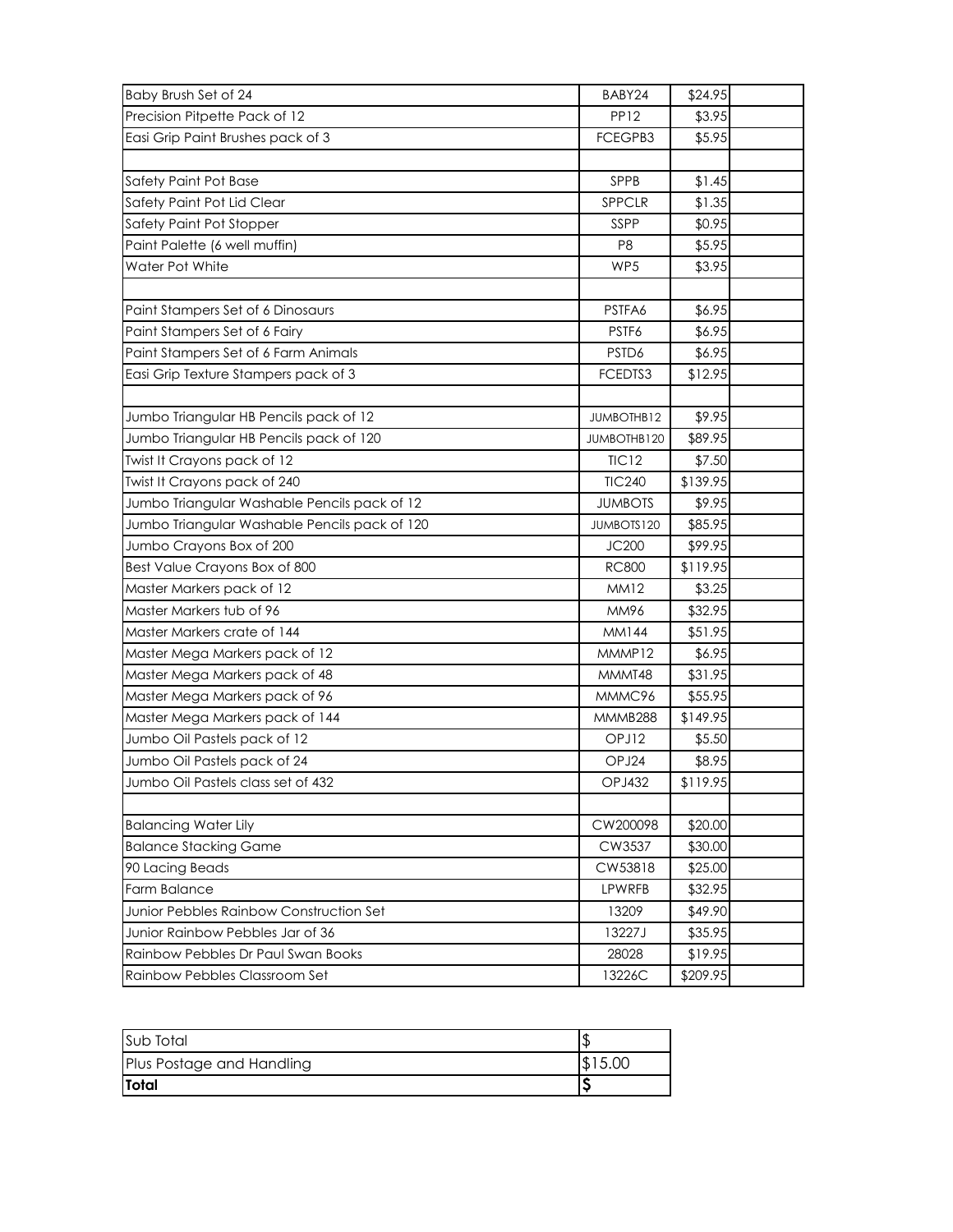| | | | |
|---|---|---|---|
| Baby Brush Set of 24 | BABY24 | $24.95 | |
| Precision Pitpette Pack of 12 | PP12 | $3.95 | |
| Easi Grip Paint Brushes pack of 3 | FCEGPB3 | $5.95 | |
| | | | |
| Safety Paint Pot Base | SPPB | $1.45 | |
| Safety Paint Pot Lid Clear | SPPCLR | $1.35 | |
| Safety Paint Pot Stopper | SSPP | $0.95 | |
| Paint Palette (6 well muffin) | P8 | $5.95 | |
| Water Pot White | WP5 | $3.95 | |
| | | | |
| Paint Stampers Set of 6 Dinosaurs | PSTFA6 | $6.95 | |
| Paint Stampers Set of 6 Fairy | PSTF6 | $6.95 | |
| Paint Stampers Set of 6 Farm Animals | PSTD6 | $6.95 | |
| Easi Grip Texture Stampers pack of 3 | FCEDTS3 | $12.95 | |
| | | | |
| Jumbo Triangular HB Pencils pack of 12 | JUMBOTHB12 | $9.95 | |
| Jumbo Triangular HB Pencils pack of 120 | JUMBOTHB120 | $89.95 | |
| Twist It Crayons pack of 12 | TIC12 | $7.50 | |
| Twist It Crayons pack of 240 | TIC240 | $139.95 | |
| Jumbo Triangular Washable Pencils pack of 12 | JUMBOTS | $9.95 | |
| Jumbo Triangular Washable Pencils pack of 120 | JUMBOTS120 | $85.95 | |
| Jumbo Crayons Box of 200 | JC200 | $99.95 | |
| Best Value Crayons Box of 800 | RC800 | $119.95 | |
| Master Markers pack of 12 | MM12 | $3.25 | |
| Master Markers tub of 96 | MM96 | $32.95 | |
| Master Markers crate of 144 | MM144 | $51.95 | |
| Master Mega Markers pack of 12 | MMMP12 | $6.95 | |
| Master Mega Markers pack of 48 | MMMT48 | $31.95 | |
| Master Mega Markers pack of 96 | MMMC96 | $55.95 | |
| Master Mega Markers pack of 144 | MMMB288 | $149.95 | |
| Jumbo Oil Pastels pack of 12 | OPJ12 | $5.50 | |
| Jumbo Oil Pastels pack of 24 | OPJ24 | $8.95 | |
| Jumbo Oil Pastels class set of 432 | OPJ432 | $119.95 | |
| | | | |
| Balancing Water Lily | CW200098 | $20.00 | |
| Balance Stacking Game | CW3537 | $30.00 | |
| 90 Lacing Beads | CW53818 | $25.00 | |
| Farm Balance | LPWRFB | $32.95 | |
| Junior Pebbles Rainbow Construction Set | 13209 | $49.90 | |
| Junior Rainbow Pebbles Jar of 36 | 13227J | $35.95 | |
| Rainbow Pebbles Dr Paul Swan Books | 28028 | $19.95 | |
| Rainbow Pebbles Classroom Set | 13226C | $209.95 | |

| | |
|---|---|
| Sub Total | $ |
| Plus Postage and Handling | $15.00 |
| **Total** | **$** |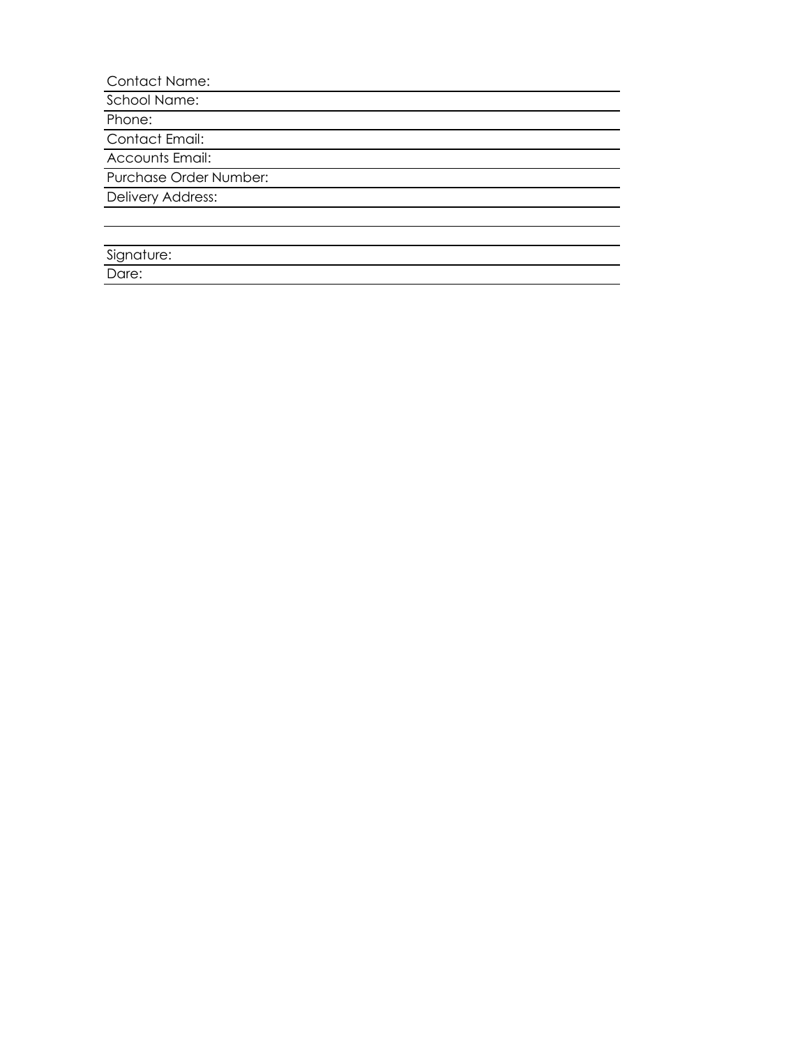Contact Name:

School Name:

Phone:

Contact Email:

Accounts Email:

Purchase Order Number:

Delivery Address:

Signature:

Dare: